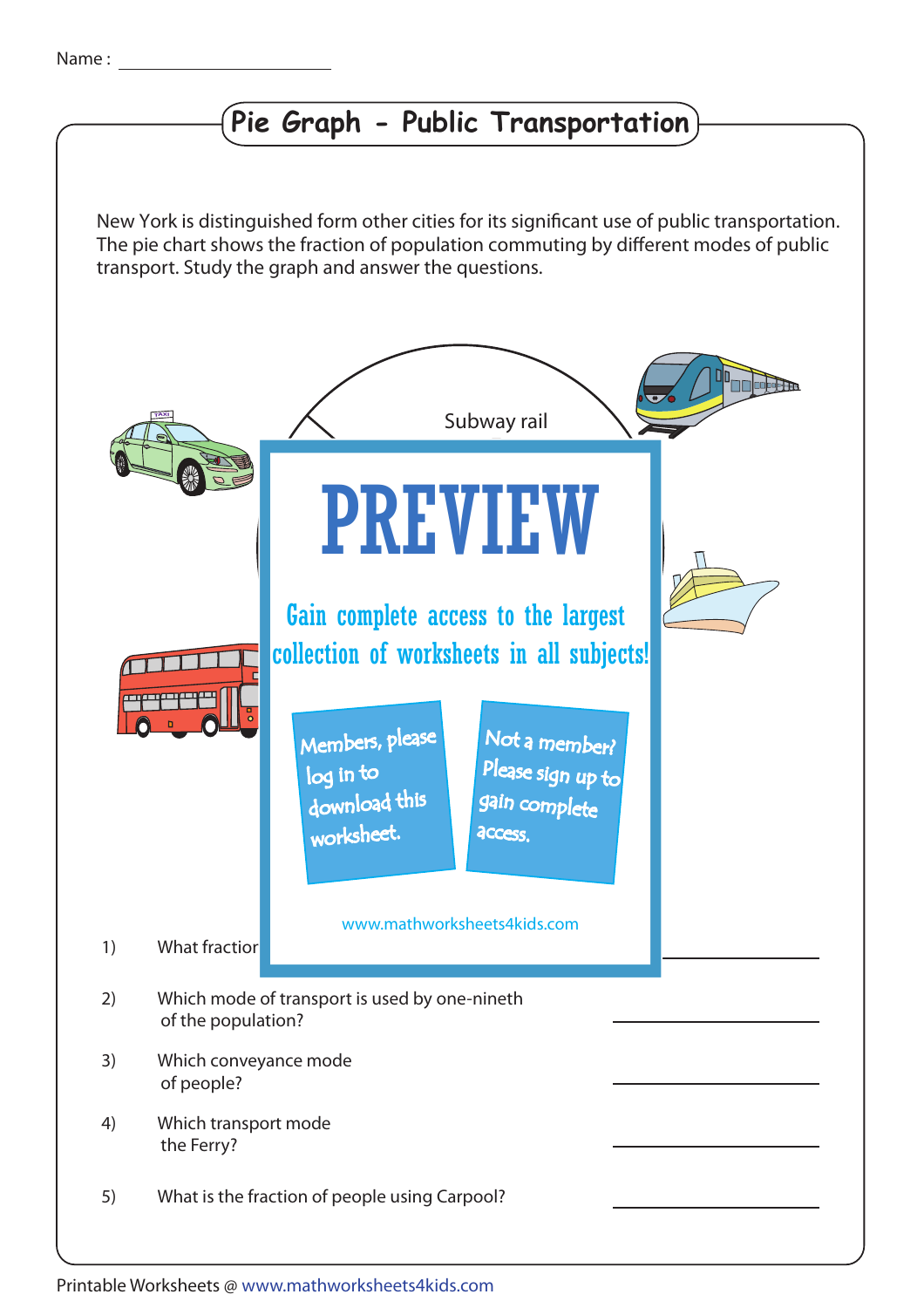Name : ____________________

# Pie Graph - Public Transportation

New York is distinguished form other cities for its significant use of public transportation. The pie chart shows the fraction of population commuting by different modes of public transport. Study the graph and answer the questions.

Subway rail

PREVIEW

Gain complete access to the largest collection of worksheets in all subjects!

Members, please log in to download this worksheet.

Not a member? Please sign up to gain complete access.

www.mathworksheets4kids.com

1) What fraction ____________________

2) Which mode of transport is used by one-nineth of the population? ____________________

3) Which conveyance mode of people? ____________________

4) Which transport mode the Ferry? ____________________

5) What is the fraction of people using Carpool? ____________________

Printable Worksheets @ www.mathworksheets4kids.com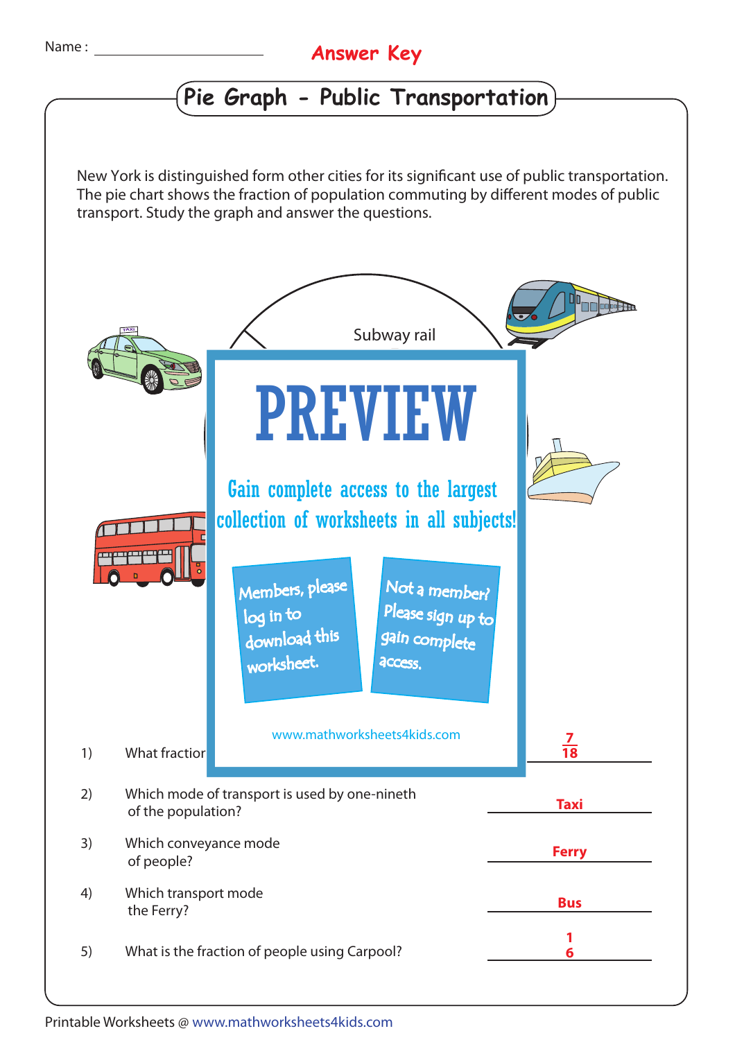Name : ____________________ **Answer Key**

# Pie Graph - Public Transportation

New York is distinguished form other cities for its significant use of public transportation. The pie chart shows the fraction of population commuting by different modes of public transport. Study the graph and answer the questions.

Subway rail

PREVIEW

Gain complete access to the largest collection of worksheets in all subjects!

Members, please log in to download this worksheet.

Not a member? Please sign up to gain complete access.

www.mathworksheets4kids.com

1) What fraction $\frac{7}{18}$

2) Which mode of transport is used by one-nineth of the population? **Taxi**

3) Which conveyance mode of people? **Ferry**

4) Which transport mode the Ferry? **Bus**

5) What is the fraction of people using Carpool? $\frac{1}{6}$

Printable Worksheets @ www.mathworksheets4kids.com